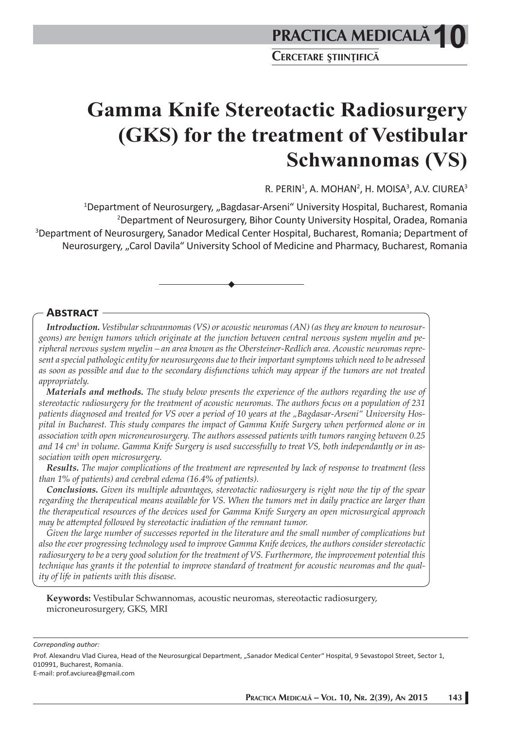# Gamma Knife Stereotactic Radiosurgery (GKS) for the treatment of Vestibular Schwannomas (VS)

R. PERIN[1], A. MOHAN[2], H. MOISA[3], A.V. CIUREA[3]

[1]Department of Neurosurgery, „Bagdasar-Arseni" University Hospital, Bucharest, Romania
[2]Department of Neurosurgery, Bihor County University Hospital, Oradea, Romania
[3]Department of Neurosurgery, Sanador Medical Center Hospital, Bucharest, Romania; Department of Neurosurgery, „Carol Davila" University School of Medicine and Pharmacy, Bucharest, Romania

## Abstract

***Introduction.*** *Vestibular schwannomas (VS) or acoustic neuromas (AN) (as they are known to neurosurgeons) are benign tumors which originate at the junction between central nervous system myelin and peripheral nervous system myelin – an area known as the Obersteiner-Redlich area. Acoustic neuromas represent a special pathologic entity for neurosurgeons due to their important symptoms which need to be adressed as soon as possible and due to the secondary disfunctions which may appear if the tumors are not treated appropriately.*

***Materials and methods.*** *The study below presents the experience of the authors regarding the use of stereotactic radiosurgery for the treatment of acoustic neuromas. The authors focus on a population of 231 patients diagnosed and treated for VS over a period of 10 years at the „Bagdasar-Arseni" University Hospital in Bucharest. This study compares the impact of Gamma Knife Surgery when performed alone or in association with open microneurosurgery. The authors assessed patients with tumors ranging between 0.25 and 14 cm$^3$ in volume. Gamma Knife Surgery is used successfully to treat VS, both independantly or in association with open microsurgery.*

***Results.*** *The major complications of the treatment are represented by lack of response to treatment (less than 1% of patients) and cerebral edema (16.4% of patients).*

***Conclusions.*** *Given its multiple advantages, stereotactic radiosurgery is right now the tip of the spear regarding the therapeutical means available for VS. When the tumors met in daily practice are larger than the therapeutical resources of the devices used for Gamma Knife Surgery an open microsurgical approach may be attempted followed by stereotactic irradiation of the remnant tumor.*

*Given the large number of successes reported in the literature and the small number of complications but also the ever progressing technology used to improve Gamma Knife devices, the authors consider stereotactic radiosurgery to be a very good solution for the treatment of VS. Furthermore, the improvement potential this technique has grants it the potential to improve standard of treatment for acoustic neuromas and the quality of life in patients with this disease.*

**Keywords:** Vestibular Schwannomas, acoustic neuromas, stereotactic radiosurgery, microneurosurgery, GKS, MRI

*Correponding author:*

Prof. Alexandru Vlad Ciurea, Head of the Neurosurgical Department, „Sanador Medical Center" Hospital, 9 Sevastopol Street, Sector 1, 010991, Bucharest, Romania.
E-mail: prof.avciurea@gmail.com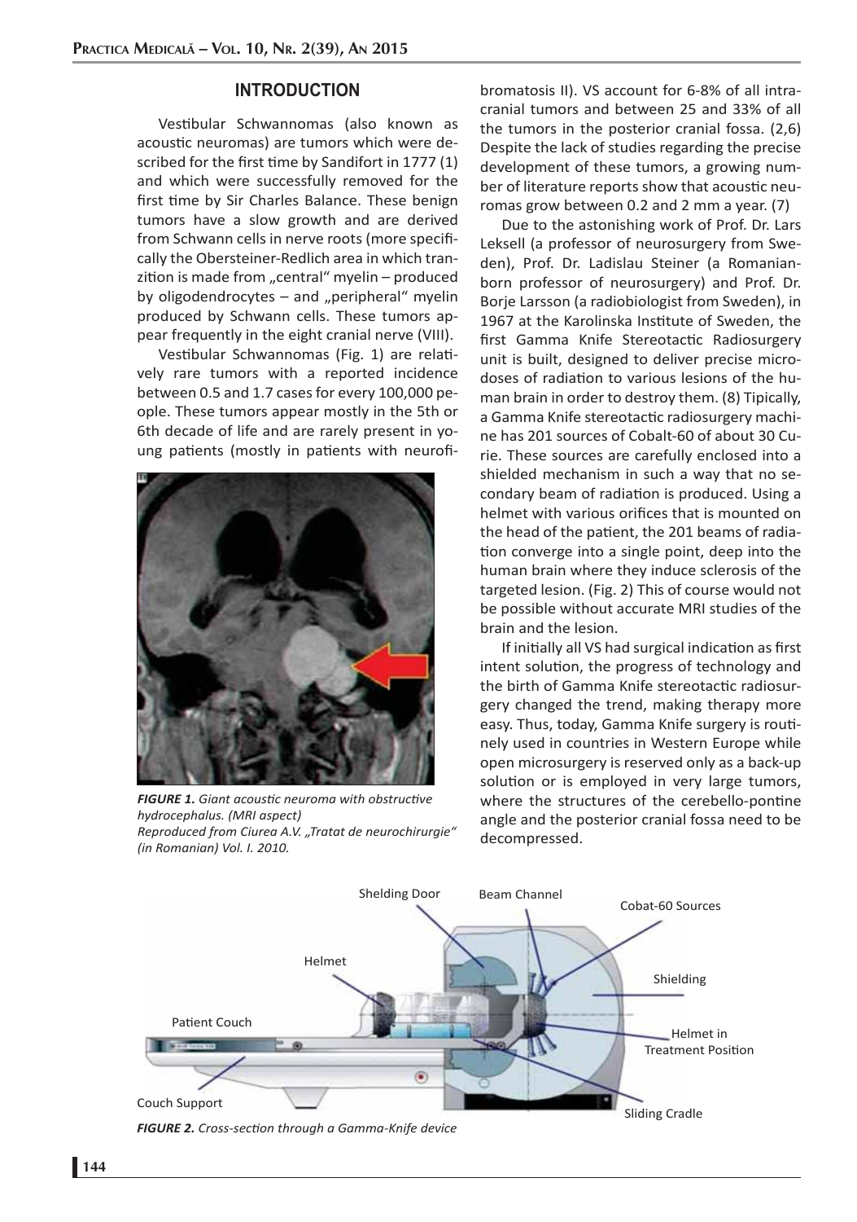## INTRODUCTION

Vestibular Schwannomas (also known as acoustic neuromas) are tumors which were described for the first time by Sandifort in 1777 (1) and which were successfully removed for the first time by Sir Charles Balance. These benign tumors have a slow growth and are derived from Schwann cells in nerve roots (more specifically the Obersteiner-Redlich area in which tranzition is made from „central" myelin – produced by oligodendrocytes – and „peripheral" myelin produced by Schwann cells. These tumors appear frequently in the eight cranial nerve (VIII).

Vestibular Schwannomas (Fig. 1) are relatively rare tumors with a reported incidence between 0.5 and 1.7 cases for every 100,000 people. These tumors appear mostly in the 5th or 6th decade of life and are rarely present in young patients (mostly in patients with neurofibromatosis II). VS account for 6-8% of all intracranial tumors and between 25 and 33% of all the tumors in the posterior cranial fossa. (2,6) Despite the lack of studies regarding the precise development of these tumors, a growing number of literature reports show that acoustic neuromas grow between 0.2 and 2 mm a year. (7)

*FIGURE 1. Giant acoustic neuroma with obstructive hydrocephalus. (MRI aspect)*
*Reproduced from Ciurea A.V. „Tratat de neurochirurgie" (in Romanian) Vol. I. 2010.*

Due to the astonishing work of Prof. Dr. Lars Leksell (a professor of neurosurgery from Sweden), Prof. Dr. Ladislau Steiner (a Romanian-born professor of neurosurgery) and Prof. Dr. Borje Larsson (a radiobiologist from Sweden), in 1967 at the Karolinska Institute of Sweden, the first Gamma Knife Stereotactic Radiosurgery unit is built, designed to deliver precise microdoses of radiation to various lesions of the human brain in order to destroy them. (8) Tipically, a Gamma Knife stereotactic radiosurgery machine has 201 sources of Cobalt-60 of about 30 Curie. These sources are carefully enclosed into a shielded mechanism in such a way that no secondary beam of radiation is produced. Using a helmet with various orifices that is mounted on the head of the patient, the 201 beams of radiation converge into a single point, deep into the human brain where they induce sclerosis of the targeted lesion. (Fig. 2) This of course would not be possible without accurate MRI studies of the brain and the lesion.

If initially all VS had surgical indication as first intent solution, the progress of technology and the birth of Gamma Knife stereotactic radiosurgery changed the trend, making therapy more easy. Thus, today, Gamma Knife surgery is routinely used in countries in Western Europe while open microsurgery is reserved only as a back-up solution or is employed in very large tumors, where the structures of the cerebello-pontine angle and the posterior cranial fossa need to be decompressed.

*FIGURE 2. Cross-section through a Gamma-Knife device*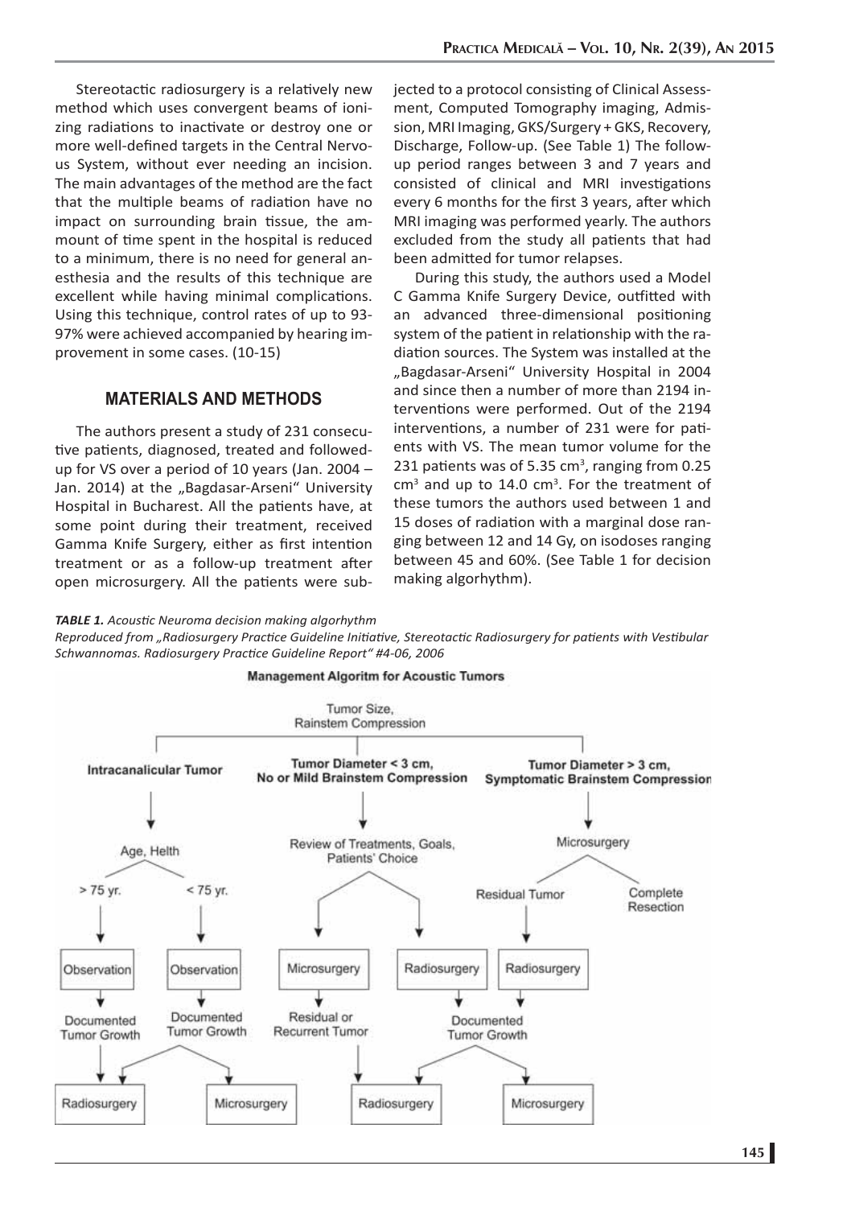Stereotactic radiosurgery is a relatively new method which uses convergent beams of ionizing radiations to inactivate or destroy one or more well-defined targets in the Central Nervous System, without ever needing an incision. The main advantages of the method are the fact that the multiple beams of radiation have no impact on surrounding brain tissue, the ammount of time spent in the hospital is reduced to a minimum, there is no need for general anesthesia and the results of this technique are excellent while having minimal complications. Using this technique, control rates of up to 93-97% were achieved accompanied by hearing improvement in some cases. (10-15)

## MATERIALS AND METHODS

The authors present a study of 231 consecutive patients, diagnosed, treated and followed-up for VS over a period of 10 years (Jan. 2004 – Jan. 2014) at the „Bagdasar-Arseni" University Hospital in Bucharest. All the patients have, at some point during their treatment, received Gamma Knife Surgery, either as first intention treatment or as a follow-up treatment after open microsurgery. All the patients were subjected to a protocol consisting of Clinical Assessment, Computed Tomography imaging, Admission, MRI Imaging, GKS/Surgery + GKS, Recovery, Discharge, Follow-up. (See Table 1) The follow-up period ranges between 3 and 7 years and consisted of clinical and MRI investigations every 6 months for the first 3 years, after which MRI imaging was performed yearly. The authors excluded from the study all patients that had been admitted for tumor relapses.

During this study, the authors used a Model C Gamma Knife Surgery Device, outfitted with an advanced three-dimensional positioning system of the patient in relationship with the radiation sources. The System was installed at the „Bagdasar-Arseni" University Hospital in 2004 and since then a number of more than 2194 interventions were performed. Out of the 2194 interventions, a number of 231 were for patients with VS. The mean tumor volume for the 231 patients was of 5.35 $cm^3$, ranging from 0.25 $cm^3$ and up to 14.0 $cm^3$. For the treatment of these tumors the authors used between 1 and 15 doses of radiation with a marginal dose ranging between 12 and 14 Gy, on isodoses ranging between 45 and 60%. (See Table 1 for decision making algorhythm).

***TABLE 1.*** *Acoustic Neuroma decision making algorhythm*
*Reproduced from „Radiosurgery Practice Guideline Initiative, Stereotactic Radiosurgery for patients with Vestibular Schwannomas. Radiosurgery Practice Guideline Report" #4-06, 2006*

**Management Algoritm for Acoustic Tumors**

Tumor Size, Rainstem Compression

- **Intracanalicular Tumor** → Age, Helth
  - > 75 yr. → Observation → Documented Tumor Growth → Radiosurgery
  - < 75 yr. → Observation → Documented Tumor Growth → Radiosurgery / Microsurgery
- **Tumor Diameter < 3 cm, No or Mild Brainstem Compression** → Review of Treatments, Goals, Patients' Choice
  - Microsurgery → Residual or Recurrent Tumor → Radiosurgery
  - Radiosurgery → Documented Tumor Growth → Radiosurgery / Microsurgery
- **Tumor Diameter > 3 cm, Symptomatic Brainstem Compression** → Microsurgery
  - Residual Tumor → Radiosurgery → Documented Tumor Growth → Radiosurgery / Microsurgery
  - Complete Resection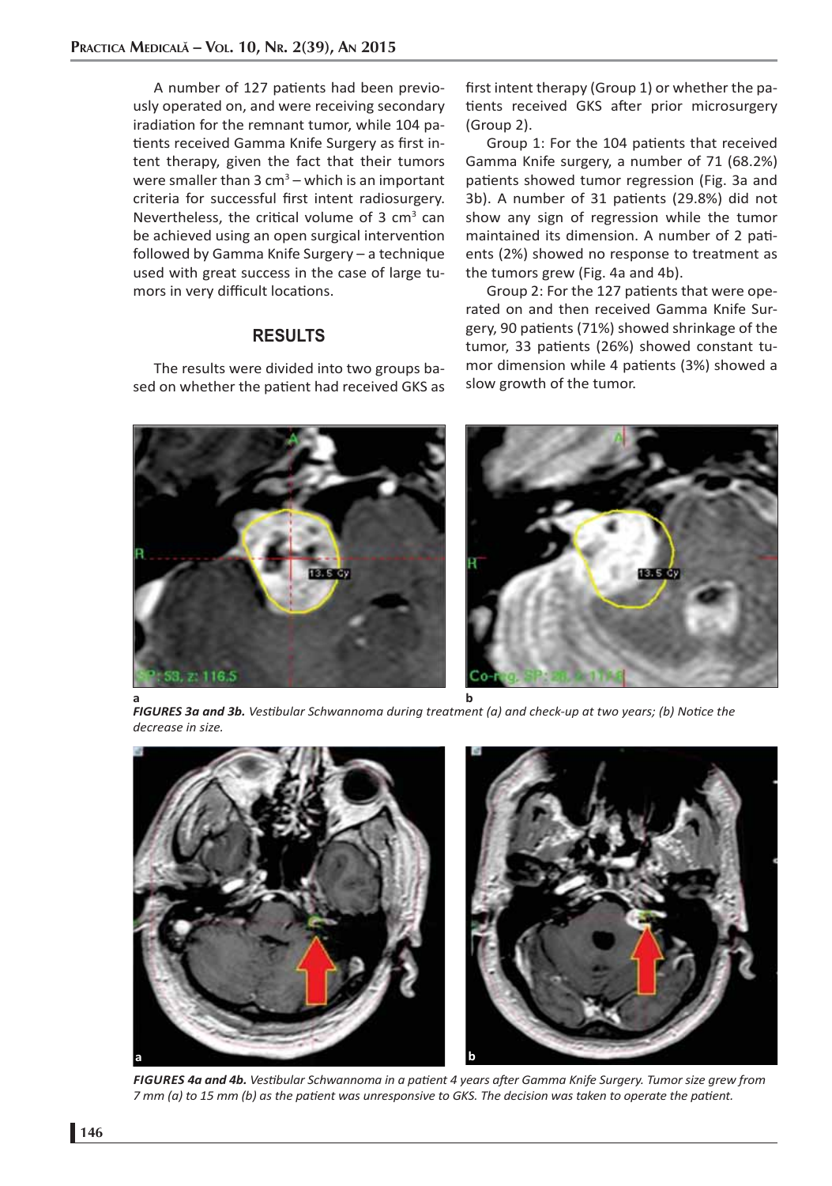A number of 127 patients had been previously operated on, and were receiving secondary iradiation for the remnant tumor, while 104 patients received Gamma Knife Surgery as first intent therapy, given the fact that their tumors were smaller than 3 cm$^3$ – which is an important criteria for successful first intent radiosurgery. Nevertheless, the critical volume of 3 cm$^3$ can be achieved using an open surgical intervention followed by Gamma Knife Surgery – a technique used with great success in the case of large tumors in very difficult locations.

## RESULTS

The results were divided into two groups based on whether the patient had received GKS as first intent therapy (Group 1) or whether the patients received GKS after prior microsurgery (Group 2).

Group 1: For the 104 patients that received Gamma Knife surgery, a number of 71 (68.2%) patients showed tumor regression (Fig. 3a and 3b). A number of 31 patients (29.8%) did not show any sign of regression while the tumor maintained its dimension. A number of 2 patients (2%) showed no response to treatment as the tumors grew (Fig. 4a and 4b).

Group 2: For the 127 patients that were operated on and then received Gamma Knife Surgery, 90 patients (71%) showed shrinkage of the tumor, 33 patients (26%) showed constant tumor dimension while 4 patients (3%) showed a slow growth of the tumor.

***FIGURES 3a and 3b.*** *Vestibular Schwannoma during treatment (a) and check-up at two years; (b) Notice the decrease in size.*

***FIGURES 4a and 4b.*** *Vestibular Schwannoma in a patient 4 years after Gamma Knife Surgery. Tumor size grew from 7 mm (a) to 15 mm (b) as the patient was unresponsive to GKS. The decision was taken to operate the patient.*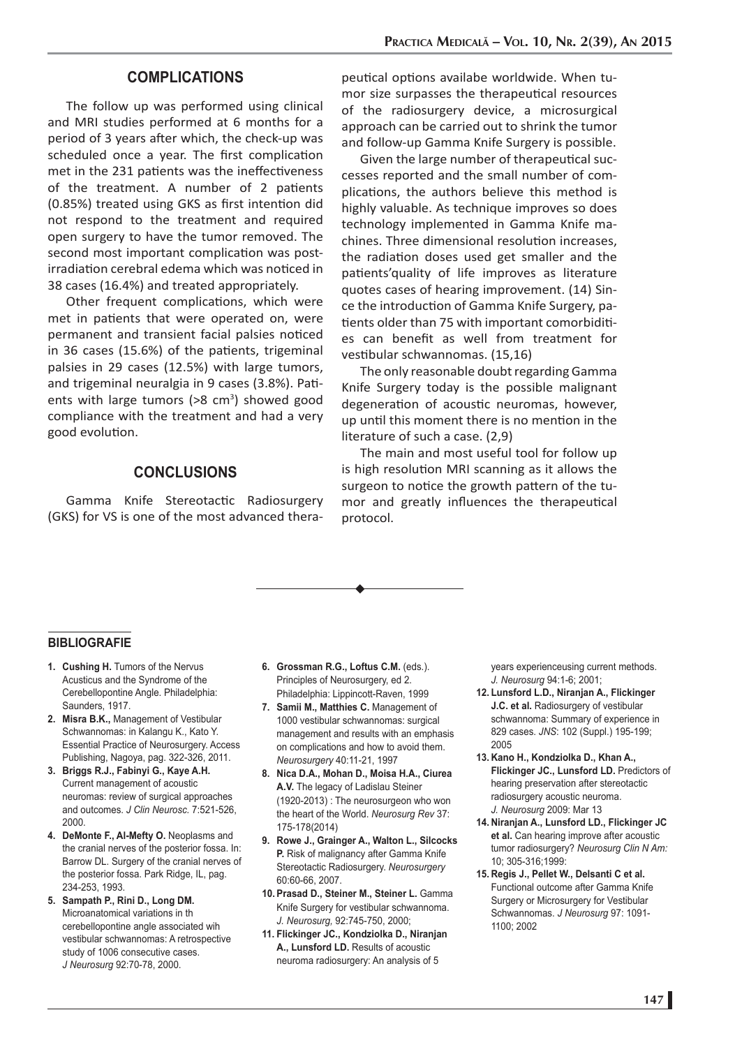## COMPLICATIONS

The follow up was performed using clinical and MRI studies performed at 6 months for a period of 3 years after which, the check-up was scheduled once a year. The first complication met in the 231 patients was the ineffectiveness of the treatment. A number of 2 patients (0.85%) treated using GKS as first intention did not respond to the treatment and required open surgery to have the tumor removed. The second most important complication was post-irradiation cerebral edema which was noticed in 38 cases (16.4%) and treated appropriately.

Other frequent complications, which were met in patients that were operated on, were permanent and transient facial palsies noticed in 36 cases (15.6%) of the patients, trigeminal palsies in 29 cases (12.5%) with large tumors, and trigeminal neuralgia in 9 cases (3.8%). Patients with large tumors (>8 $cm^3$) showed good compliance with the treatment and had a very good evolution.

## CONCLUSIONS

Gamma Knife Stereotactic Radiosurgery (GKS) for VS is one of the most advanced therapeutical options availabe worldwide. When tumor size surpasses the therapeutical resources of the radiosurgery device, a microsurgical approach can be carried out to shrink the tumor and follow-up Gamma Knife Surgery is possible.

Given the large number of therapeutical successes reported and the small number of complications, the authors believe this method is highly valuable. As technique improves so does technology implemented in Gamma Knife machines. Three dimensional resolution increases, the radiation doses used get smaller and the patients'quality of life improves as literature quotes cases of hearing improvement. (14) Since the introduction of Gamma Knife Surgery, patients older than 75 with important comorbidities can benefit as well from treatment for vestibular schwannomas. (15,16)

The only reasonable doubt regarding Gamma Knife Surgery today is the possible malignant degeneration of acoustic neuromas, however, up until this moment there is no mention in the literature of such a case. (2,9)

The main and most useful tool for follow up is high resolution MRI scanning as it allows the surgeon to notice the growth pattern of the tumor and greatly influences the therapeutical protocol.

## BIBLIOGRAFIE

1. **Cushing H.** Tumors of the Nervus Acusticus and the Syndrome of the Cerebellopontine Angle. Philadelphia: Saunders, 1917.
2. **Misra B.K.,** Management of Vestibular Schwannomas: in Kalangu K., Kato Y. Essential Practice of Neurosurgery. Access Publishing, Nagoya, pag. 322-326, 2011.
3. **Briggs R.J., Fabinyi G., Kaye A.H.** Current management of acoustic neuromas: review of surgical approaches and outcomes. *J Clin Neurosc.* 7:521-526, 2000.
4. **DeMonte F., Al-Mefty O.** Neoplasms and the cranial nerves of the posterior fossa. In: Barrow DL. Surgery of the cranial nerves of the posterior fossa. Park Ridge, IL, pag. 234-253, 1993.
5. **Sampath P., Rini D., Long DM.** Microanatomical variations in th cerebellopontine angle associated wih vestibular schwannomas: A retrospective study of 1006 consecutive cases. *J Neurosurg* 92:70-78, 2000.
6. **Grossman R.G., Loftus C.M.** (eds.). Principles of Neurosurgery, ed 2. Philadelphia: Lippincott-Raven, 1999
7. **Samii M., Matthies C.** Management of 1000 vestibular schwannomas: surgical management and results with an emphasis on complications and how to avoid them. *Neurosurgery* 40:11-21, 1997
8. **Nica D.A., Mohan D., Moisa H.A., Ciurea A.V.** The legacy of Ladislau Steiner (1920-2013) : The neurosurgeon who won the heart of the World. *Neurosurg Rev* 37: 175-178(2014)
9. **Rowe J., Grainger A., Walton L., Silcocks P.** Risk of malignancy after Gamma Knife Stereotactic Radiosurgery. *Neurosurgery* 60:60-66, 2007.
10. **Prasad D., Steiner M., Steiner L.** Gamma Knife Surgery for vestibular schwannoma. *J. Neurosurg,* 92:745-750, 2000;
11. **Flickinger JC., Kondziolka D., Niranjan A., Lunsford LD.** Results of acoustic neuroma radiosurgery: An analysis of 5 years experienceusing current methods. *J. Neurosurg* 94:1-6; 2001;
12. **Lunsford L.D., Niranjan A., Flickinger J.C. et al.** Radiosurgery of vestibular schwannoma: Summary of experience in 829 cases. *JNS*: 102 (Suppl.) 195-199; 2005
13. **Kano H., Kondziolka D., Khan A., Flickinger JC., Lunsford LD.** Predictors of hearing preservation after stereotactic radiosurgery acoustic neuroma. *J. Neurosurg* 2009: Mar 13
14. **Niranjan A., Lunsford LD., Flickinger JC et al.** Can hearing improve after acoustic tumor radiosurgery? *Neurosurg Clin N Am:* 10; 305-316;1999:
15. **Regis J., Pellet W., Delsanti C et al.** Functional outcome after Gamma Knife Surgery or Microsurgery for Vestibular Schwannomas. *J Neurosurg* 97: 1091-1100; 2002